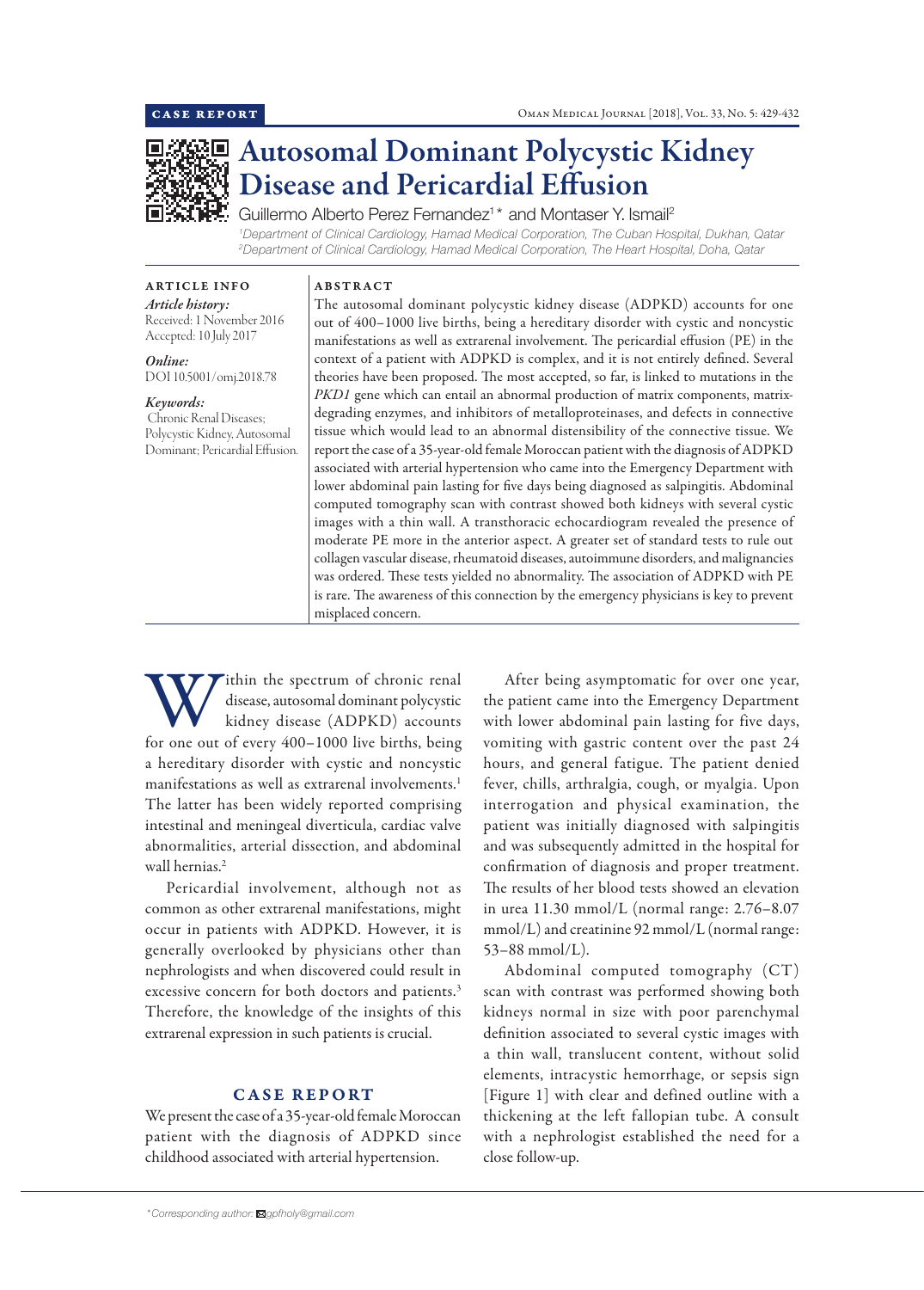CASE REPORT

# Autosomal Dominant Polycystic Kidney Disease and Pericardial Effusion

Guillermo Alberto Perez Fernandez[1]* and Montaser Y. Ismail[2]

[1]Department of Clinical Cardiology, Hamad Medical Corporation, The Cuban Hospital, Dukhan, Qatar
[2]Department of Clinical Cardiology, Hamad Medical Corporation, The Heart Hospital, Doha, Qatar

## ARTICLE INFO

*Article history:*
Received: 1 November 2016
Accepted: 10 July 2017

*Online:*
DOI 10.5001/omj.2018.78

*Keywords:*
Chronic Renal Diseases; Polycystic Kidney, Autosomal Dominant; Pericardial Effusion.

## ABSTRACT

The autosomal dominant polycystic kidney disease (ADPKD) accounts for one out of 400–1000 live births, being a hereditary disorder with cystic and noncystic manifestations as well as extrarenal involvement. The pericardial effusion (PE) in the context of a patient with ADPKD is complex, and it is not entirely defined. Several theories have been proposed. The most accepted, so far, is linked to mutations in the *PKD1* gene which can entail an abnormal production of matrix components, matrix-degrading enzymes, and inhibitors of metalloproteinases, and defects in connective tissue which would lead to an abnormal distensibility of the connective tissue. We report the case of a 35-year-old female Moroccan patient with the diagnosis of ADPKD associated with arterial hypertension who came into the Emergency Department with lower abdominal pain lasting for five days being diagnosed as salpingitis. Abdominal computed tomography scan with contrast showed both kidneys with several cystic images with a thin wall. A transthoracic echocardiogram revealed the presence of moderate PE more in the anterior aspect. A greater set of standard tests to rule out collagen vascular disease, rheumatoid diseases, autoimmune disorders, and malignancies was ordered. These tests yielded no abnormality. The association of ADPKD with PE is rare. The awareness of this connection by the emergency physicians is key to prevent misplaced concern.

Within the spectrum of chronic renal disease, autosomal dominant polycystic kidney disease (ADPKD) accounts for one out of every 400–1000 live births, being a hereditary disorder with cystic and noncystic manifestations as well as extrarenal involvements.[1] The latter has been widely reported comprising intestinal and meningeal diverticula, cardiac valve abnormalities, arterial dissection, and abdominal wall hernias.[2]

Pericardial involvement, although not as common as other extrarenal manifestations, might occur in patients with ADPKD. However, it is generally overlooked by physicians other than nephrologists and when discovered could result in excessive concern for both doctors and patients.[3] Therefore, the knowledge of the insights of this extrarenal expression in such patients is crucial.

## CASE REPORT

We present the case of a 35-year-old female Moroccan patient with the diagnosis of ADPKD since childhood associated with arterial hypertension.

After being asymptomatic for over one year, the patient came into the Emergency Department with lower abdominal pain lasting for five days, vomiting with gastric content over the past 24 hours, and general fatigue. The patient denied fever, chills, arthralgia, cough, or myalgia. Upon interrogation and physical examination, the patient was initially diagnosed with salpingitis and was subsequently admitted in the hospital for confirmation of diagnosis and proper treatment. The results of her blood tests showed an elevation in urea 11.30 mmol/L (normal range: 2.76–8.07 mmol/L) and creatinine 92 mmol/L (normal range: 53–88 mmol/L).

Abdominal computed tomography (CT) scan with contrast was performed showing both kidneys normal in size with poor parenchymal definition associated to several cystic images with a thin wall, translucent content, without solid elements, intracystic hemorrhage, or sepsis sign [Figure 1] with clear and defined outline with a thickening at the left fallopian tube. A consult with a nephrologist established the need for a close follow-up.

*Corresponding author: gpfholy@gmail.com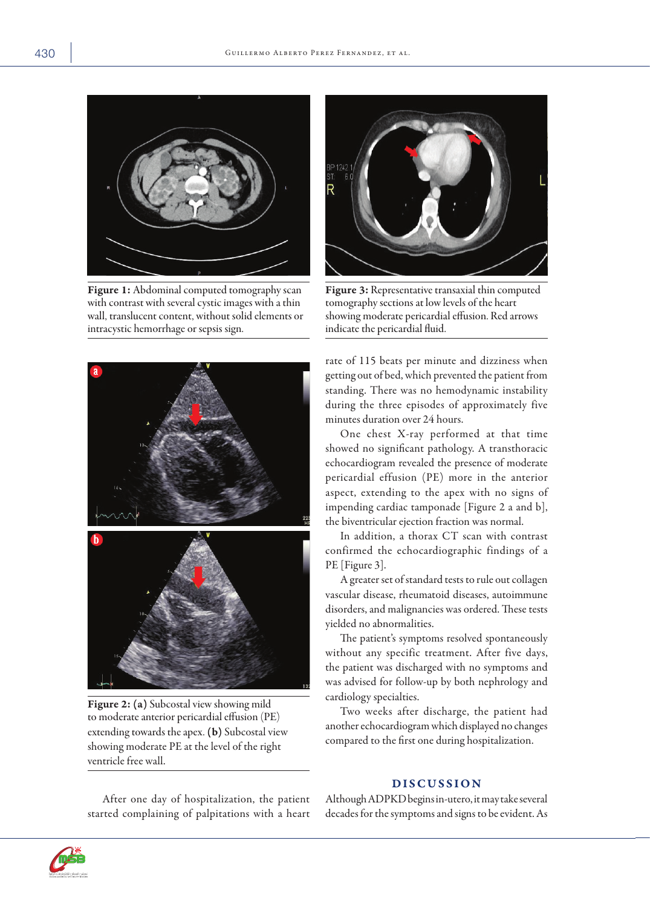Figure 1: Abdominal computed tomography scan with contrast with several cystic images with a thin wall, translucent content, without solid elements or intracystic hemorrhage or sepsis sign.

Figure 3: Representative transaxial thin computed tomography sections at low levels of the heart showing moderate pericardial effusion. Red arrows indicate the pericardial fluid.

**Figure 2: (a)** Subcostal view showing mild to moderate anterior pericardial effusion (PE) extending towards the apex. **(b)** Subcostal view showing moderate PE at the level of the right ventricle free wall.

After one day of hospitalization, the patient started complaining of palpitations with a heart rate of 115 beats per minute and dizziness when getting out of bed, which prevented the patient from standing. There was no hemodynamic instability during the three episodes of approximately five minutes duration over 24 hours.

One chest X-ray performed at that time showed no significant pathology. A transthoracic echocardiogram revealed the presence of moderate pericardial effusion (PE) more in the anterior aspect, extending to the apex with no signs of impending cardiac tamponade [Figure 2 a and b], the biventricular ejection fraction was normal.

In addition, a thorax CT scan with contrast confirmed the echocardiographic findings of a PE [Figure 3].

A greater set of standard tests to rule out collagen vascular disease, rheumatoid diseases, autoimmune disorders, and malignancies was ordered. These tests yielded no abnormalities.

The patient's symptoms resolved spontaneously without any specific treatment. After five days, the patient was discharged with no symptoms and was advised for follow-up by both nephrology and cardiology specialties.

Two weeks after discharge, the patient had another echocardiogram which displayed no changes compared to the first one during hospitalization.

## DISCUSSION

Although ADPKD begins in-utero, it may take several decades for the symptoms and signs to be evident. As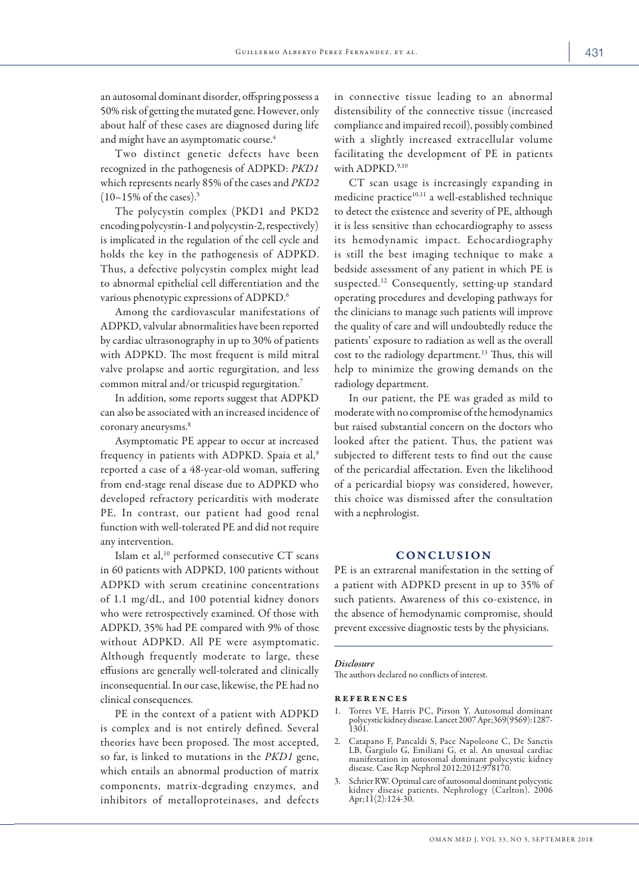an autosomal dominant disorder, offspring possess a 50% risk of getting the mutated gene. However, only about half of these cases are diagnosed during life and might have an asymptomatic course.[4]

Two distinct genetic defects have been recognized in the pathogenesis of ADPKD: *PKD1* which represents nearly 85% of the cases and *PKD2* (10–15% of the cases).[5]

The polycystin complex (PKD1 and PKD2 encoding polycystin-1 and polycystin-2, respectively) is implicated in the regulation of the cell cycle and holds the key in the pathogenesis of ADPKD. Thus, a defective polycystin complex might lead to abnormal epithelial cell differentiation and the various phenotypic expressions of ADPKD.[6]

Among the cardiovascular manifestations of ADPKD, valvular abnormalities have been reported by cardiac ultrasonography in up to 30% of patients with ADPKD. The most frequent is mild mitral valve prolapse and aortic regurgitation, and less common mitral and/or tricuspid regurgitation.[7]

In addition, some reports suggest that ADPKD can also be associated with an increased incidence of coronary aneurysms.[8]

Asymptomatic PE appear to occur at increased frequency in patients with ADPKD. Spaia et al,[9] reported a case of a 48-year-old woman, suffering from end-stage renal disease due to ADPKD who developed refractory pericarditis with moderate PE. In contrast, our patient had good renal function with well-tolerated PE and did not require any intervention.

Islam et al,[10] performed consecutive CT scans in 60 patients with ADPKD, 100 patients without ADPKD with serum creatinine concentrations of 1.1 mg/dL, and 100 potential kidney donors who were retrospectively examined. Of those with ADPKD, 35% had PE compared with 9% of those without ADPKD. All PE were asymptomatic. Although frequently moderate to large, these effusions are generally well-tolerated and clinically inconsequential. In our case, likewise, the PE had no clinical consequences.

PE in the context of a patient with ADPKD is complex and is not entirely defined. Several theories have been proposed. The most accepted, so far, is linked to mutations in the *PKD1* gene, which entails an abnormal production of matrix components, matrix-degrading enzymes, and inhibitors of metalloproteinases, and defects in connective tissue leading to an abnormal distensibility of the connective tissue (increased compliance and impaired recoil), possibly combined with a slightly increased extracellular volume facilitating the development of PE in patients with ADPKD.[9,10]

CT scan usage is increasingly expanding in medicine practice[10,11] a well-established technique to detect the existence and severity of PE, although it is less sensitive than echocardiography to assess its hemodynamic impact. Echocardiography is still the best imaging technique to make a bedside assessment of any patient in which PE is suspected.[12] Consequently, setting-up standard operating procedures and developing pathways for the clinicians to manage such patients will improve the quality of care and will undoubtedly reduce the patients' exposure to radiation as well as the overall cost to the radiology department.[13] Thus, this will help to minimize the growing demands on the radiology department.

In our patient, the PE was graded as mild to moderate with no compromise of the hemodynamics but raised substantial concern on the doctors who looked after the patient. Thus, the patient was subjected to different tests to find out the cause of the pericardial affectation. Even the likelihood of a pericardial biopsy was considered, however, this choice was dismissed after the consultation with a nephrologist.

## CONCLUSION

PE is an extrarenal manifestation in the setting of a patient with ADPKD present in up to 35% of such patients. Awareness of this co-existence, in the absence of hemodynamic compromise, should prevent excessive diagnostic tests by the physicians.

### *Disclosure*

The authors declared no conflicts of interest.

### REFERENCES

1. Torres VE, Harris PC, Pirson Y. Autosomal dominant polycystic kidney disease. Lancet 2007 Apr;369(9569):1287-1301.
2. Catapano F, Pancaldi S, Pace Napoleone C, De Sanctis LB, Gargiulo G, Emiliani G, et al. An unusual cardiac manifestation in autosomal dominant polycystic kidney disease. Case Rep Nephrol 2012;2012:978170.
3. Schrier RW. Optimal care of autosomal dominant polycystic kidney disease patients. Nephrology (Carlton). 2006 Apr;11(2):124-30.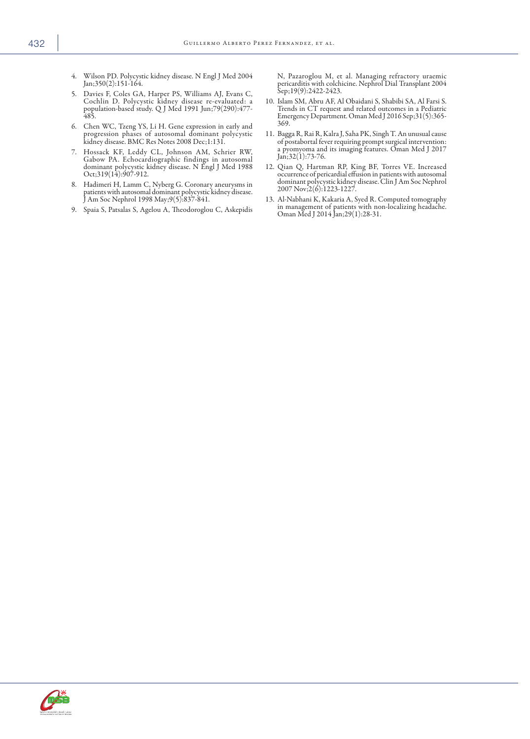4. Wilson PD. Polycystic kidney disease. N Engl J Med 2004 Jan;350(2):151-164.
5. Davies F, Coles GA, Harper PS, Williams AJ, Evans C, Cochlin D. Polycystic kidney disease re-evaluated: a population-based study. Q J Med 1991 Jun;79(290):477-485.
6. Chen WC, Tzeng YS, Li H. Gene expression in early and progression phases of autosomal dominant polycystic kidney disease. BMC Res Notes 2008 Dec;1:131.
7. Hossack KF, Leddy CL, Johnson AM, Schrier RW, Gabow PA. Echocardiographic findings in autosomal dominant polycystic kidney disease. N Engl J Med 1988 Oct;319(14):907-912.
8. Hadimeri H, Lamm C, Nyberg G. Coronary aneurysms in patients with autosomal dominant polycystic kidney disease. J Am Soc Nephrol 1998 May;9(5):837-841.
9. Spaia S, Patsalas S, Agelou A, Theodoroglou C, Askepidis N, Pazaroglou M, et al. Managing refractory uraemic pericarditis with colchicine. Nephrol Dial Transplant 2004 Sep;19(9):2422-2423.
10. Islam SM, Abru AF, Al Obaidani S, Shabibi SA, Al Farsi S. Trends in CT request and related outcomes in a Pediatric Emergency Department. Oman Med J 2016 Sep;31(5):365-369.
11. Bagga R, Rai R, Kalra J, Saha PK, Singh T. An unusual cause of postabortal fever requiring prompt surgical intervention: a pyomyoma and its imaging features. Oman Med J 2017 Jan;32(1):73-76.
12. Qian Q, Hartman RP, King BF, Torres VE. Increased occurrence of pericardial effusion in patients with autosomal dominant polycystic kidney disease. Clin J Am Soc Nephrol 2007 Nov;2(6):1223-1227.
13. Al-Nabhani K, Kakaria A, Syed R. Computed tomography in management of patients with non-localizing headache. Oman Med J 2014 Jan;29(1):28-31.